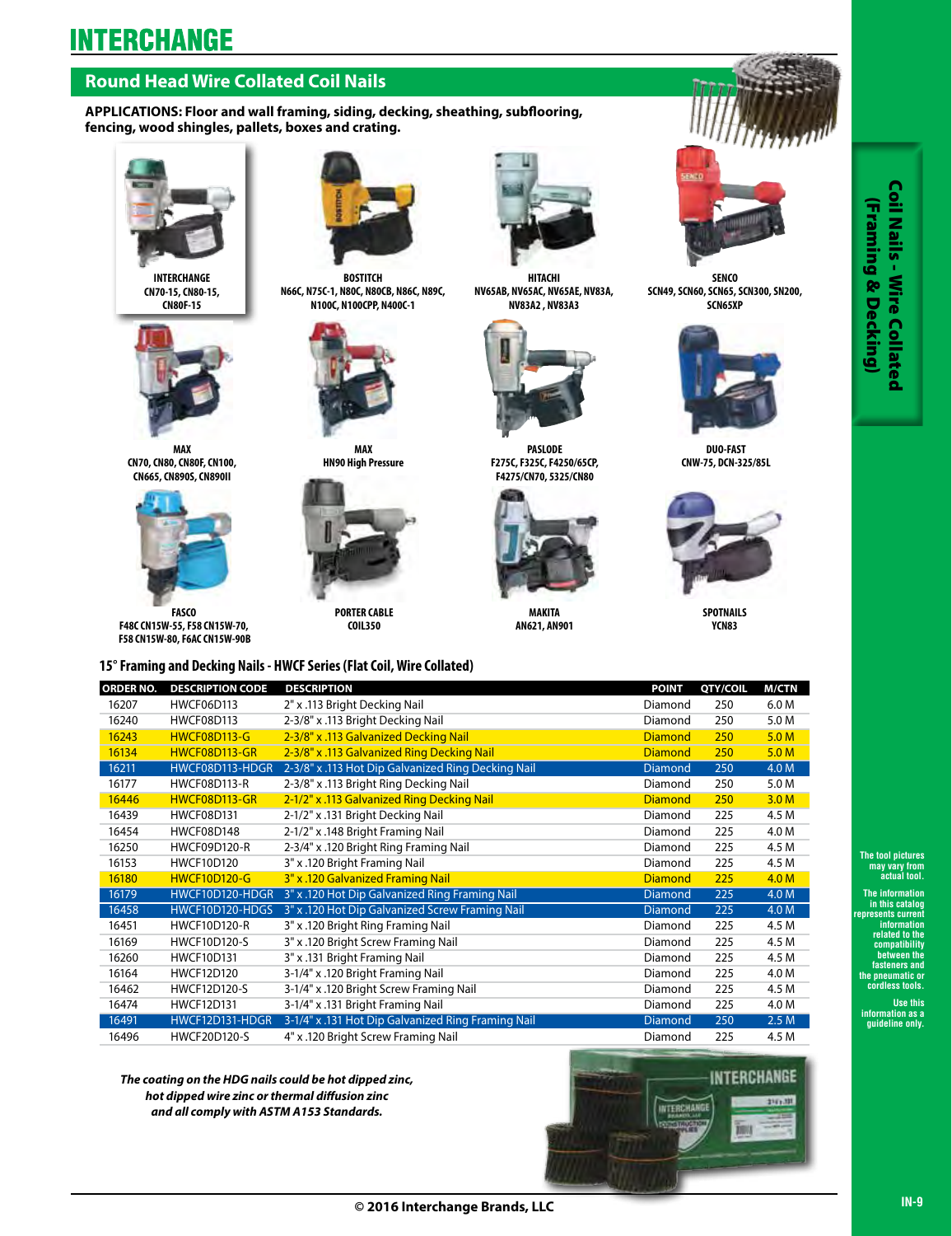# INTERCHANGE

## Round Head Wire Collated Coil Nails

**APPLICATIONS: Floor and wall framing, siding, decking, sheathing, subflooring, fencing, wood shingles, pallets, boxes and crating.**

**INTERCHANGE**
CN70-15, CN80-15, CN80F-15

**BOSTITCH**
N66C, N75C-1, N80C, N80CB, N86C, N89C, N100C, N100CPP, N400C-1

**HITACHI**
NV65AB, NV65AC, NV65AE, NV83A, NV83A2 , NV83A3

**SENCO**
SCN49, SCN60, SCN65, SCN300, SN200, SCN65XP

**MAX**
CN70, CN80, CN80F, CN100, CN665, CN890S, CN890II

**MAX**
HN90 High Pressure

**PASLODE**
F275C, F325C, F4250/65CP, F4275/CN70, 5325/CN80

**DUO-FAST**
CNW-75, DCN-325/85L

**FASCO**
F48C CN15W-55, F58 CN15W-70, F58 CN15W-80, F6AC CN15W-90B

**PORTER CABLE**
COIL350

**MAKITA**
AN621, AN901

**SPOTNAILS**
YCN83

### 15° Framing and Decking Nails - HWCF Series (Flat Coil, Wire Collated)

| ORDER NO. | DESCRIPTION CODE | DESCRIPTION | POINT | QTY/COIL | M/CTN |
|---|---|---|---|---|---|
| 16207 | HWCF06D113 | 2" x .113 Bright Decking Nail | Diamond | 250 | 6.0 M |
| 16240 | HWCF08D113 | 2-3/8" x .113 Bright Decking Nail | Diamond | 250 | 5.0 M |
| 16243 | HWCF08D113-G | 2-3/8" x .113 Galvanized Decking Nail | Diamond | 250 | 5.0 M |
| 16134 | HWCF08D113-GR | 2-3/8" x .113 Galvanized Ring Decking Nail | Diamond | 250 | 5.0 M |
| 16211 | HWCF08D113-HDGR | 2-3/8" x .113 Hot Dip Galvanized Ring Decking Nail | Diamond | 250 | 4.0 M |
| 16177 | HWCF08D113-R | 2-3/8" x .113 Bright Ring Decking Nail | Diamond | 250 | 5.0 M |
| 16446 | HWCF08D113-GR | 2-1/2" x .113 Galvanized Ring Decking Nail | Diamond | 250 | 3.0 M |
| 16439 | HWCF08D131 | 2-1/2" x .131 Bright Decking Nail | Diamond | 225 | 4.5 M |
| 16454 | HWCF08D148 | 2-1/2" x .148 Bright Framing Nail | Diamond | 225 | 4.0 M |
| 16250 | HWCF09D120-R | 2-3/4" x .120 Bright Ring Framing Nail | Diamond | 225 | 4.5 M |
| 16153 | HWCF10D120 | 3" x .120 Bright Framing Nail | Diamond | 225 | 4.5 M |
| 16180 | HWCF10D120-G | 3" x .120 Galvanized Framing Nail | Diamond | 225 | 4.0 M |
| 16179 | HWCF10D120-HDGR | 3" x .120 Hot Dip Galvanized Ring Framing Nail | Diamond | 225 | 4.0 M |
| 16458 | HWCF10D120-HDGS | 3" x .120 Hot Dip Galvanized Screw Framing Nail | Diamond | 225 | 4.0 M |
| 16451 | HWCF10D120-R | 3" x .120 Bright Ring Framing Nail | Diamond | 225 | 4.5 M |
| 16169 | HWCF10D120-S | 3" x .120 Bright Screw Framing Nail | Diamond | 225 | 4.5 M |
| 16260 | HWCF10D131 | 3" x .131 Bright Framing Nail | Diamond | 225 | 4.5 M |
| 16164 | HWCF12D120 | 3-1/4" x .120 Bright Framing Nail | Diamond | 225 | 4.0 M |
| 16462 | HWCF12D120-S | 3-1/4" x .120 Bright Screw Framing Nail | Diamond | 225 | 4.5 M |
| 16474 | HWCF12D131 | 3-1/4" x .131 Bright Framing Nail | Diamond | 225 | 4.0 M |
| 16491 | HWCF12D131-HDGR | 3-1/4" x .131 Hot Dip Galvanized Ring Framing Nail | Diamond | 250 | 2.5 M |
| 16496 | HWCF20D120-S | 4" x .120 Bright Screw Framing Nail | Diamond | 225 | 4.5 M |

***The coating on the HDG nails could be hot dipped zinc, hot dipped wire zinc or thermal diffusion zinc and all comply with ASTM A153 Standards.***

**Coil Nails - Wire Collated (Framing & Decking)**

**The tool pictures may vary from actual tool.**

**The information in this catalog represents current information related to the compatibility between the fasteners and the pneumatic or cordless tools.**

**Use this information as a guideline only.**

**© 2016 Interchange Brands, LLC**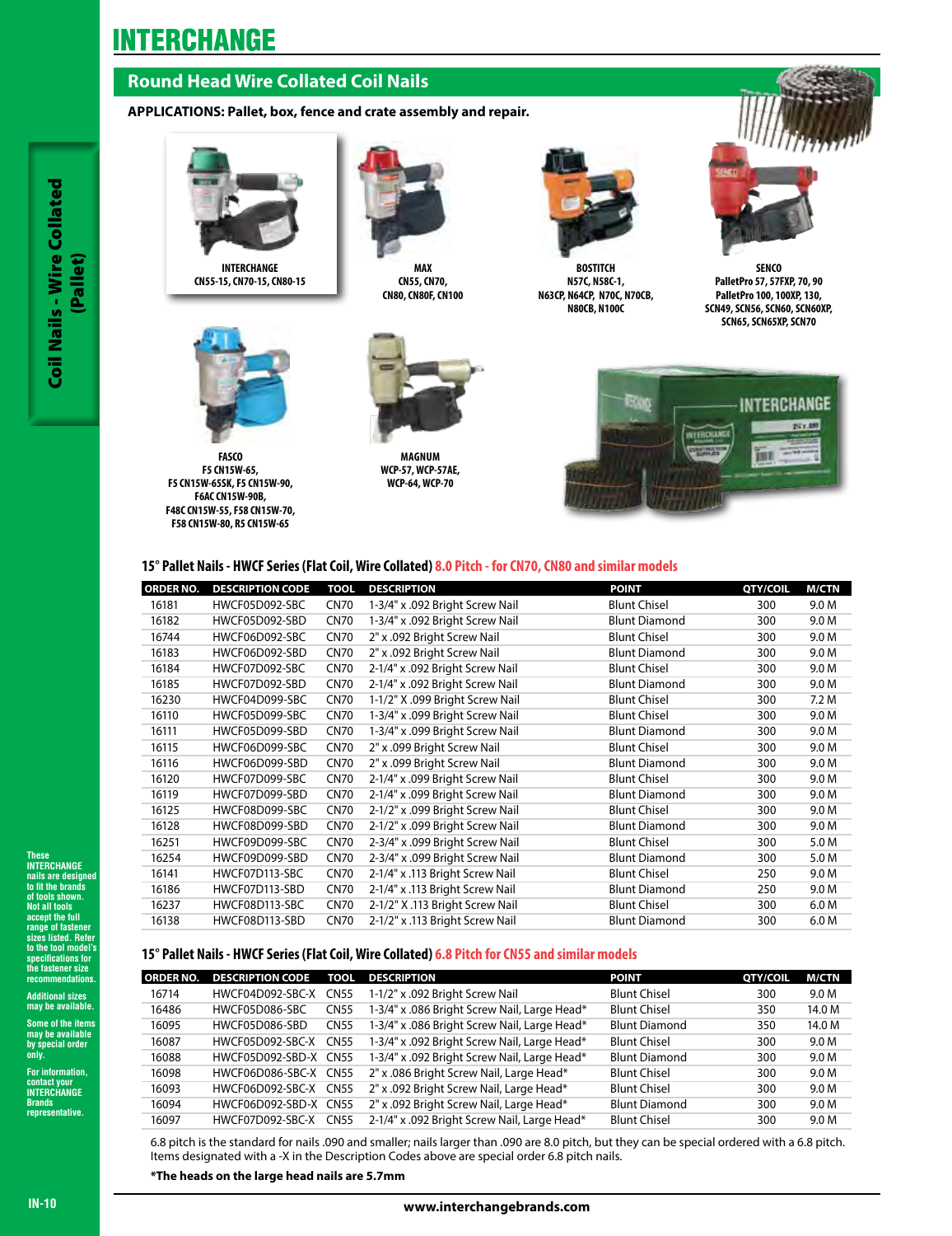# INTERCHANGE

## Round Head Wire Collated Coil Nails

**APPLICATIONS: Pallet, box, fence and crate assembly and repair.**

**INTERCHANGE**
CN55-15, CN70-15, CN80-15

**MAX**
CN55, CN70, CN80, CN80F, CN100

**BOSTITCH**
N57C, N58C-1, N63CP, N64CP, N70C, N70CB, N80CB, N100C

**SENCO**
PalletPro 57, 57FXP, 70, 90 PalletPro 100, 100XP, 130, SCN49, SCN56, SCN60, SCN60XP, SCN65, SCN65XP, SCN70

**FASCO**
F5 CN15W-65, F5 CN15W-65SK, F5 CN15W-90, F6AC CN15W-90B, F48C CN15W-55, F58 CN15W-70, F58 CN15W-80, R5 CN15W-65

**MAGNUM**
WCP-57, WCP-57AE, WCP-64, WCP-70

### 15° Pallet Nails - HWCF Series (Flat Coil, Wire Collated) 8.0 Pitch - for CN70, CN80 and similar models

| ORDER NO. | DESCRIPTION CODE | TOOL | DESCRIPTION | POINT | QTY/COIL | M/CTN |
|---|---|---|---|---|---|---|
| 16181 | HWCF05D092-SBC | CN70 | 1-3/4" x .092 Bright Screw Nail | Blunt Chisel | 300 | 9.0 M |
| 16182 | HWCF05D092-SBD | CN70 | 1-3/4" x .092 Bright Screw Nail | Blunt Diamond | 300 | 9.0 M |
| 16744 | HWCF06D092-SBC | CN70 | 2" x .092 Bright Screw Nail | Blunt Chisel | 300 | 9.0 M |
| 16183 | HWCF06D092-SBD | CN70 | 2" x .092 Bright Screw Nail | Blunt Diamond | 300 | 9.0 M |
| 16184 | HWCF07D092-SBC | CN70 | 2-1/4" x .092 Bright Screw Nail | Blunt Chisel | 300 | 9.0 M |
| 16185 | HWCF07D092-SBD | CN70 | 2-1/4" x .092 Bright Screw Nail | Blunt Diamond | 300 | 9.0 M |
| 16230 | HWCF04D099-SBC | CN70 | 1-1/2" X .099 Bright Screw Nail | Blunt Chisel | 300 | 7.2 M |
| 16110 | HWCF05D099-SBC | CN70 | 1-3/4" x .099 Bright Screw Nail | Blunt Chisel | 300 | 9.0 M |
| 16111 | HWCF05D099-SBD | CN70 | 1-3/4" x .099 Bright Screw Nail | Blunt Diamond | 300 | 9.0 M |
| 16115 | HWCF06D099-SBC | CN70 | 2" x .099 Bright Screw Nail | Blunt Chisel | 300 | 9.0 M |
| 16116 | HWCF06D099-SBD | CN70 | 2" x .099 Bright Screw Nail | Blunt Diamond | 300 | 9.0 M |
| 16120 | HWCF07D099-SBC | CN70 | 2-1/4" x .099 Bright Screw Nail | Blunt Chisel | 300 | 9.0 M |
| 16119 | HWCF07D099-SBD | CN70 | 2-1/4" x .099 Bright Screw Nail | Blunt Diamond | 300 | 9.0 M |
| 16125 | HWCF08D099-SBC | CN70 | 2-1/2" x .099 Bright Screw Nail | Blunt Chisel | 300 | 9.0 M |
| 16128 | HWCF08D099-SBD | CN70 | 2-1/2" x .099 Bright Screw Nail | Blunt Diamond | 300 | 9.0 M |
| 16251 | HWCF09D099-SBC | CN70 | 2-3/4" x .099 Bright Screw Nail | Blunt Chisel | 300 | 5.0 M |
| 16254 | HWCF09D099-SBD | CN70 | 2-3/4" x .099 Bright Screw Nail | Blunt Diamond | 300 | 5.0 M |
| 16141 | HWCF07D113-SBC | CN70 | 2-1/4" x .113 Bright Screw Nail | Blunt Chisel | 250 | 9.0 M |
| 16186 | HWCF07D113-SBD | CN70 | 2-1/4" x .113 Bright Screw Nail | Blunt Diamond | 250 | 9.0 M |
| 16237 | HWCF08D113-SBC | CN70 | 2-1/2" X .113 Bright Screw Nail | Blunt Chisel | 300 | 6.0 M |
| 16138 | HWCF08D113-SBD | CN70 | 2-1/2" x .113 Bright Screw Nail | Blunt Diamond | 300 | 6.0 M |

### 15° Pallet Nails - HWCF Series (Flat Coil, Wire Collated) 6.8 Pitch for CN55 and similar models

| ORDER NO. | DESCRIPTION CODE | TOOL | DESCRIPTION | POINT | QTY/COIL | M/CTN |
|---|---|---|---|---|---|---|
| 16714 | HWCF04D092-SBC-X | CN55 | 1-1/2" x .092 Bright Screw Nail | Blunt Chisel | 300 | 9.0 M |
| 16486 | HWCF05D086-SBC | CN55 | 1-3/4" x .086 Bright Screw Nail, Large Head* | Blunt Chisel | 350 | 14.0 M |
| 16095 | HWCF05D086-SBD | CN55 | 1-3/4" x .086 Bright Screw Nail, Large Head* | Blunt Diamond | 350 | 14.0 M |
| 16087 | HWCF05D092-SBC-X | CN55 | 1-3/4" x .092 Bright Screw Nail, Large Head* | Blunt Chisel | 300 | 9.0 M |
| 16088 | HWCF05D092-SBD-X | CN55 | 1-3/4" x .092 Bright Screw Nail, Large Head* | Blunt Diamond | 300 | 9.0 M |
| 16098 | HWCF06D086-SBC-X | CN55 | 2" x .086 Bright Screw Nail, Large Head* | Blunt Chisel | 300 | 9.0 M |
| 16093 | HWCF06D092-SBC-X | CN55 | 2" x .092 Bright Screw Nail, Large Head* | Blunt Chisel | 300 | 9.0 M |
| 16094 | HWCF06D092-SBD-X | CN55 | 2" x .092 Bright Screw Nail, Large Head* | Blunt Diamond | 300 | 9.0 M |
| 16097 | HWCF07D092-SBC-X | CN55 | 2-1/4" x .092 Bright Screw Nail, Large Head* | Blunt Chisel | 300 | 9.0 M |

6.8 pitch is the standard for nails .090 and smaller; nails larger than .090 are 8.0 pitch, but they can be special ordered with a 6.8 pitch. Items designated with a -X in the Description Codes above are special order 6.8 pitch nails.

***The heads on the large head nails are 5.7mm**

These INTERCHANGE nails are designed to fit the brands of tools shown. Not all tools accept the full range of fastener sizes listed. Refer to the tool model's specifications for the fastener size recommendations.

Additional sizes may be available.

Some of the items may be available by special order only.

For information, contact your INTERCHANGE Brands representative.

www.interchangebrands.com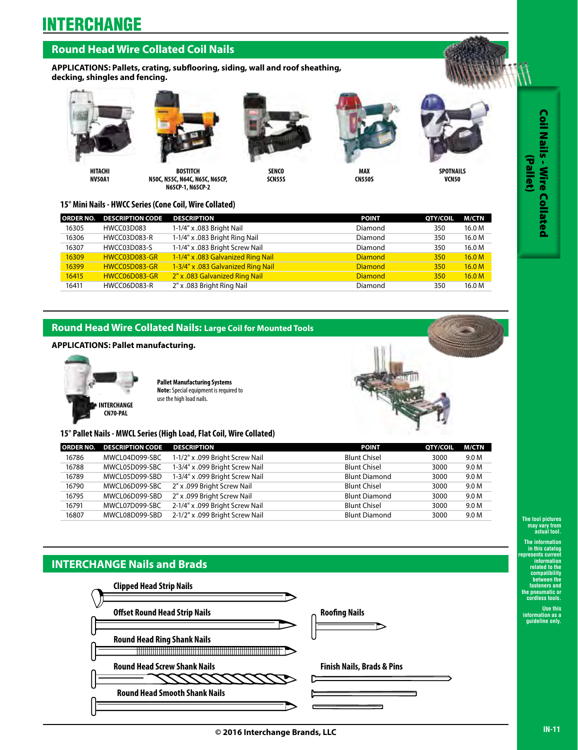# INTERCHANGE

## Round Head Wire Collated Coil Nails

**APPLICATIONS: Pallets, crating, subflooring, siding, wall and roof sheathing, decking, shingles and fencing.**

| HITACHI | BOSTITCH | SENCO | MAX | SPOTNAILS |
|---|---|---|---|---|
| NV50A1 | N50C, N55C, N64C, N65C, N65CP, N65CP-1, N65CP-2 | SCN55S | CN550S | VCN50 |

### 15° Mini Nails - HWCC Series (Cone Coil, Wire Collated)

| ORDER NO. | DESCRIPTION CODE | DESCRIPTION | POINT | QTY/COIL | M/CTN |
|---|---|---|---|---|---|
| 16305 | HWCC03D083 | 1-1/4" x .083 Bright Nail | Diamond | 350 | 16.0 M |
| 16306 | HWCC03D083-R | 1-1/4" x .083 Bright Ring Nail | Diamond | 350 | 16.0 M |
| 16307 | HWCC03D083-S | 1-1/4" x .083 Bright Screw Nail | Diamond | 350 | 16.0 M |
| 16309 | HWCC03D083-GR | 1-1/4" x .083 Galvanized Ring Nail | Diamond | 350 | 16.0 M |
| 16399 | HWCC05D083-GR | 1-3/4" x .083 Galvanized Ring Nail | Diamond | 350 | 16.0 M |
| 16415 | HWCC06D083-GR | 2" x .083 Galvanized Ring Nail | Diamond | 350 | 16.0 M |
| 16411 | HWCC06D083-R | 2" x .083 Bright Ring Nail | Diamond | 350 | 16.0 M |

## Round Head Wire Collated Nails: Large Coil for Mounted Tools

**APPLICATIONS: Pallet manufacturing.**

INTERCHANGE CN70-PAL

**Pallet Manufacturing Systems**
**Note:** Special equipment is required to use the high load nails.

### 15° Pallet Nails - MWCL Series (High Load, Flat Coil, Wire Collated)

| ORDER NO. | DESCRIPTION CODE | DESCRIPTION | POINT | QTY/COIL | M/CTN |
|---|---|---|---|---|---|
| 16786 | MWCL04D099-SBC | 1-1/2" x .099 Bright Screw Nail | Blunt Chisel | 3000 | 9.0 M |
| 16788 | MWCL05D099-SBC | 1-3/4" x .099 Bright Screw Nail | Blunt Chisel | 3000 | 9.0 M |
| 16789 | MWCL05D099-SBD | 1-3/4" x .099 Bright Screw Nail | Blunt Diamond | 3000 | 9.0 M |
| 16790 | MWCL06D099-SBC | 2" x .099 Bright Screw Nail | Blunt Chisel | 3000 | 9.0 M |
| 16795 | MWCL06D099-SBD | 2" x .099 Bright Screw Nail | Blunt Diamond | 3000 | 9.0 M |
| 16791 | MWCL07D099-SBC | 2-1/4" x .099 Bright Screw Nail | Blunt Chisel | 3000 | 9.0 M |
| 16807 | MWCL08D099-SBD | 2-1/2" x .099 Bright Screw Nail | Blunt Diamond | 3000 | 9.0 M |

## INTERCHANGE Nails and Brads

- Clipped Head Strip Nails
- Offset Round Head Strip Nails
- Round Head Ring Shank Nails
- Round Head Screw Shank Nails
- Round Head Smooth Shank Nails
- Roofing Nails
- Finish Nails, Brads & Pins

Coil Nails - Wire Collated (Pallet)

The tool pictures may vary from actual tool.

The information in this catalog represents current information related to the compatibility between the fasteners and the pneumatic or cordless tools.

Use this information as a guideline only.

© 2016 Interchange Brands, LLC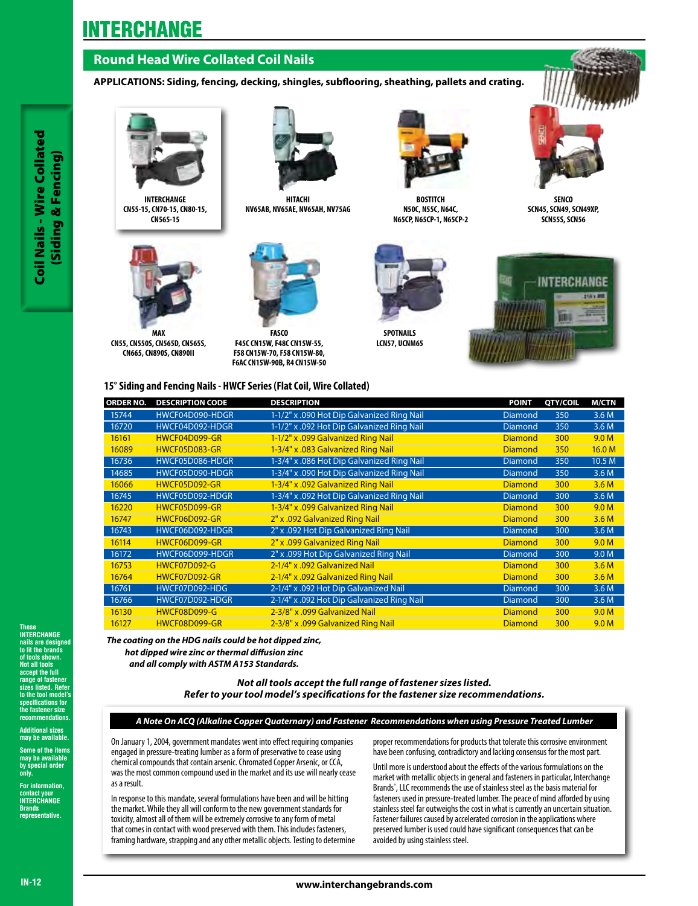# INTERCHANGE

## Round Head Wire Collated Coil Nails

**APPLICATIONS: Siding, fencing, decking, shingles, subflooring, sheathing, pallets and crating.**

**INTERCHANGE**
CN55-15, CN70-15, CN80-15, CN565-15

**HITACHI**
NV65AB, NV65AE, NV65AH, NV75AG

**BOSTITCH**
N50C, N55C, N64C, N65CP, N65CP-1, N65CP-2

**SENCO**
SCN45, SCN49, SCN49XP, SCN55S, SCN56

**MAX**
CN55, CN550S, CN565D, CN565S, CN665, CN890S, CN890II

**FASCO**
F45C CN15W, F48C CN15W-55, F58 CN15W-70, F58 CN15W-80, F6AC CN15W-90B, R4 CN15W-50

**SPOTNAILS**
LCN57, UCNM65

### 15° Siding and Fencing Nails - HWCF Series (Flat Coil, Wire Collated)

| ORDER NO. | DESCRIPTION CODE | DESCRIPTION | POINT | QTY/COIL | M/CTN |
|---|---|---|---|---|---|
| 15744 | HWCF04D090-HDGR | 1-1/2" x .090 Hot Dip Galvanized Ring Nail | Diamond | 350 | 3.6 M |
| 16720 | HWCF04D092-HDGR | 1-1/2" x .092 Hot Dip Galvanized Ring Nail | Diamond | 350 | 3.6 M |
| 16161 | HWCF04D099-GR | 1-1/2" x .099 Galvanized Ring Nail | Diamond | 300 | 9.0 M |
| 16089 | HWCF05D083-GR | 1-3/4" x .083 Galvanized Ring Nail | Diamond | 350 | 16.0 M |
| 16736 | HWCF05D086-HDGR | 1-3/4" x .086 Hot Dip Galvanized Ring Nail | Diamond | 350 | 10.5 M |
| 14685 | HWCF05D090-HDGR | 1-3/4" x .090 Hot Dip Galvanized Ring Nail | Diamond | 350 | 3.6 M |
| 16066 | HWCF05D092-GR | 1-3/4" x .092 Galvanized Ring Nail | Diamond | 300 | 3.6 M |
| 16745 | HWCF05D092-HDGR | 1-3/4" x .092 Hot Dip Galvanized Ring Nail | Diamond | 300 | 3.6 M |
| 16220 | HWCF05D099-GR | 1-3/4" x .099 Galvanized Ring Nail | Diamond | 300 | 9.0 M |
| 16747 | HWCF06D092-GR | 2" x .092 Galvanized Ring Nail | Diamond | 300 | 3.6 M |
| 16743 | HWCF06D092-HDGR | 2" x .092 Hot Dip Galvanized Ring Nail | Diamond | 300 | 3.6 M |
| 16114 | HWCF06D099-GR | 2" x .099 Galvanized Ring Nail | Diamond | 300 | 9.0 M |
| 16172 | HWCF06D099-HDGR | 2" x .099 Hot Dip Galvanized Ring Nail | Diamond | 300 | 9.0 M |
| 16753 | HWCF07D092-G | 2-1/4" x .092 Galvanized Nail | Diamond | 300 | 3.6 M |
| 16764 | HWCF07D092-GR | 2-1/4" x .092 Galvanized Ring Nail | Diamond | 300 | 3.6 M |
| 16761 | HWCF07D092-HDG | 2-1/4" x .092 Hot Dip Galvanized Nail | Diamond | 300 | 3.6 M |
| 16766 | HWCF07D092-HDGR | 2-1/4" x .092 Hot Dip Galvanized Ring Nail | Diamond | 300 | 3.6 M |
| 16130 | HWCF08D099-G | 2-3/8" x .099 Galvanized Nail | Diamond | 300 | 9.0 M |
| 16127 | HWCF08D099-GR | 2-3/8" x .099 Galvanized Ring Nail | Diamond | 300 | 9.0 M |

*The coating on the HDG nails could be hot dipped zinc, hot dipped wire zinc or thermal diffusion zinc and all comply with ASTM A153 Standards.*

***Not all tools accept the full range of fastener sizes listed. Refer to your tool model's specifications for the fastener size recommendations.***

**These INTERCHANGE nails are designed to fit the brands of tools shown. Not all tools accept the full range of fastener sizes listed. Refer to the tool model's specifications for the fastener size recommendations.**

**Additional sizes may be available.**

**Some of the items may be available by special order only.**

**For information, contact your INTERCHANGE Brands representative.**

### *A Note On ACQ (Alkaline Copper Quaternary) and Fastener Recommendations when using Pressure Treated Lumber*

On January 1, 2004, government mandates went into effect requiring companies engaged in pressure-treating lumber as a form of preservative to cease using chemical compounds that contain arsenic. Chromated Copper Arsenic, or CCA, was the most common compound used in the market and its use will nearly cease as a result.

In response to this mandate, several formulations have been and will be hitting the market. While they all will conform to the new government standards for toxicity, almost all of them will be extremely corrosive to any form of metal that comes in contact with wood preserved with them. This includes fasteners, framing hardware, strapping and any other metallic objects. Testing to determine proper recommendations for products that tolerate this corrosive environment have been confusing, contradictory and lacking consensus for the most part.

Until more is understood about the effects of the various formulations on the market with metallic objects in general and fasteners in particular, Interchange Brands®, LLC recommends the use of stainless steel as the basis material for fasteners used in pressure-treated lumber. The peace of mind afforded by using stainless steel far outweighs the cost in what is currently an uncertain situation. Fastener failures caused by accelerated corrosion in the applications where preserved lumber is used could have significant consequences that can be avoided by using stainless steel.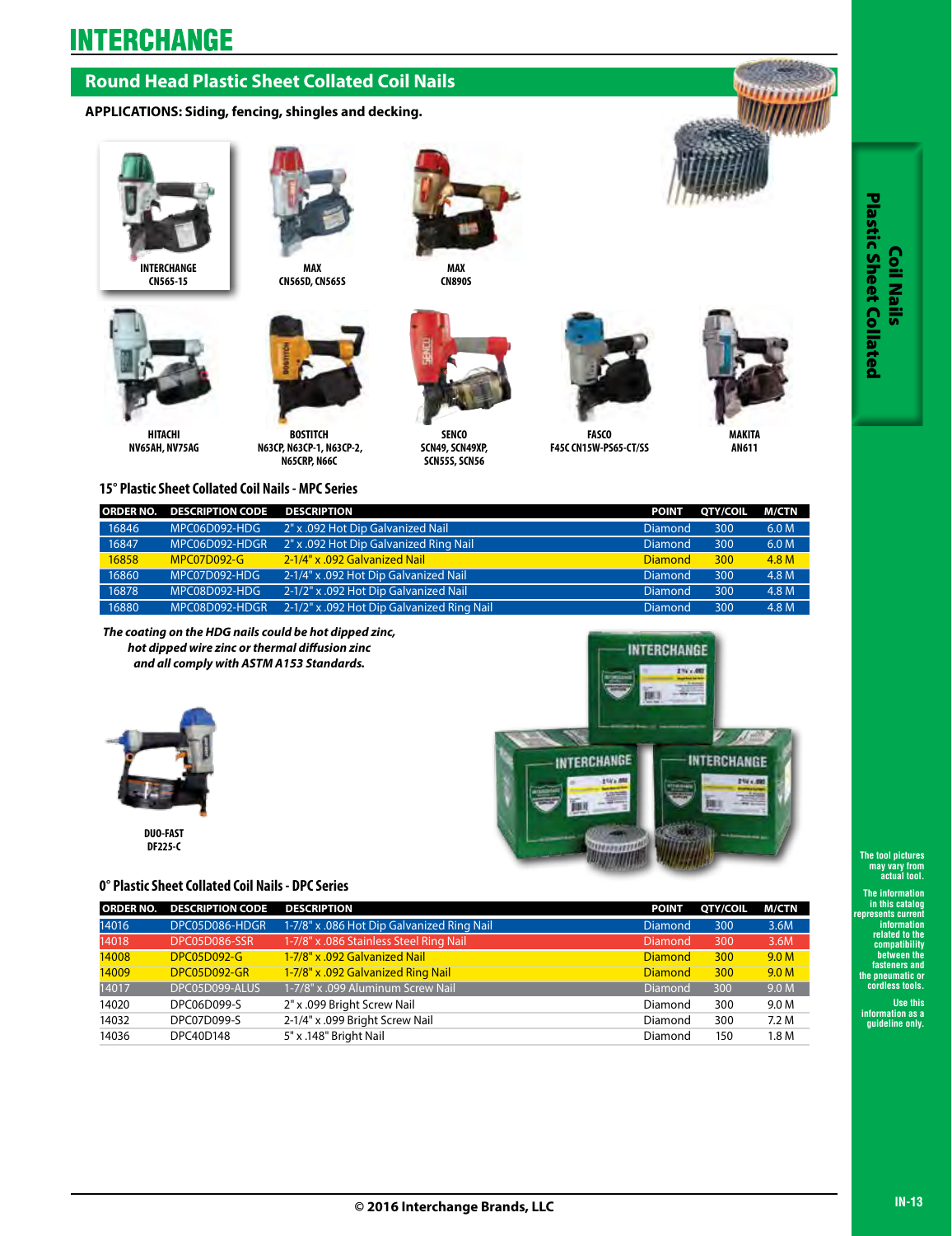# INTERCHANGE

## Round Head Plastic Sheet Collated Coil Nails

**APPLICATIONS: Siding, fencing, shingles and decking.**

**INTERCHANGE**
**CN565-15**

**MAX**
**CN565D, CN565S**

**MAX**
**CN890S**

**HITACHI**
**NV65AH, NV75AG**

**BOSTITCH**
**N63CP, N63CP-1, N63CP-2, N65CRP, N66C**

**SENCO**
**SCN49, SCN49XP, SCN55S, SCN56**

**FASCO**
**F45C CN15W-PS65-CT/SS**

**MAKITA**
**AN611**

### 15° Plastic Sheet Collated Coil Nails - MPC Series

| ORDER NO. | DESCRIPTION CODE | DESCRIPTION | POINT | QTY/COIL | M/CTN |
|---|---|---|---|---|---|
| 16846 | MPC06D092-HDG | 2" x .092 Hot Dip Galvanized Nail | Diamond | 300 | 6.0 M |
| 16847 | MPC06D092-HDGR | 2" x .092 Hot Dip Galvanized Ring Nail | Diamond | 300 | 6.0 M |
| 16858 | MPC07D092-G | 2-1/4" x .092 Galvanized Nail | Diamond | 300 | 4.8 M |
| 16860 | MPC07D092-HDG | 2-1/4" x .092 Hot Dip Galvanized Nail | Diamond | 300 | 4.8 M |
| 16878 | MPC08D092-HDG | 2-1/2" x .092 Hot Dip Galvanized Nail | Diamond | 300 | 4.8 M |
| 16880 | MPC08D092-HDGR | 2-1/2" x .092 Hot Dip Galvanized Ring Nail | Diamond | 300 | 4.8 M |

***The coating on the HDG nails could be hot dipped zinc, hot dipped wire zinc or thermal diffusion zinc and all comply with ASTM A153 Standards.***

**DUO-FAST**
**DF225-C**

### 0° Plastic Sheet Collated Coil Nails - DPC Series

| ORDER NO. | DESCRIPTION CODE | DESCRIPTION | POINT | QTY/COIL | M/CTN |
|---|---|---|---|---|---|
| 14016 | DPC05D086-HDGR | 1-7/8" x .086 Hot Dip Galvanized Ring Nail | Diamond | 300 | 3.6M |
| 14018 | DPC05D086-SSR | 1-7/8" x .086 Stainless Steel Ring Nail | Diamond | 300 | 3.6M |
| 14008 | DPC05D092-G | 1-7/8" x .092 Galvanized Nail | Diamond | 300 | 9.0 M |
| 14009 | DPC05D092-GR | 1-7/8" x .092 Galvanized Ring Nail | Diamond | 300 | 9.0 M |
| 14017 | DPC05D099-ALUS | 1-7/8" x .099 Aluminum Screw Nail | Diamond | 300 | 9.0 M |
| 14020 | DPC06D099-S | 2" x .099 Bright Screw Nail | Diamond | 300 | 9.0 M |
| 14032 | DPC07D099-S | 2-1/4" x .099 Bright Screw Nail | Diamond | 300 | 7.2 M |
| 14036 | DPC40D148 | 5" x .148" Bright Nail | Diamond | 150 | 1.8 M |

Coil Nails
Plastic Sheet Collated

The tool pictures may vary from actual tool.

The information in this catalog represents current information related to the compatibility between the fasteners and the pneumatic or cordless tools.

Use this information as a guideline only.

© 2016 Interchange Brands, LLC